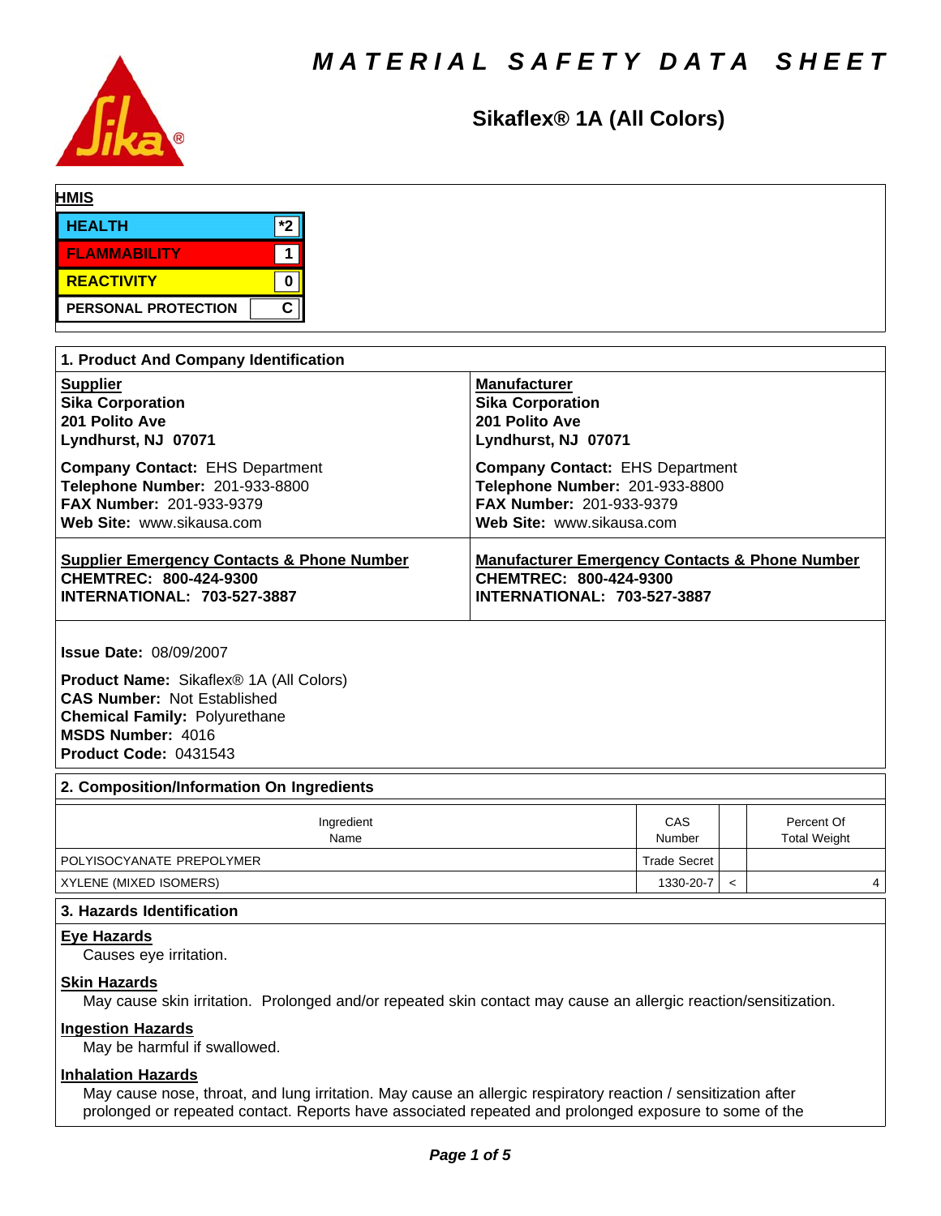# MATERIAL SAFETY DATA SHEET

## Sikaflex® 1A (All Colors)

**HMIS**

| | |
|---|---|
| HEALTH | *2 |
| FLAMMABILITY | 1 |
| REACTIVITY | 0 |
| PERSONAL PROTECTION | C |

## 1. Product And Company Identification

**Supplier**
**Sika Corporation**
**201 Polito Ave**
**Lyndhurst, NJ 07071**

**Company Contact:** EHS Department
**Telephone Number:** 201-933-8800
**FAX Number:** 201-933-9379
**Web Site:** www.sikausa.com

**Manufacturer**
**Sika Corporation**
**201 Polito Ave**
**Lyndhurst, NJ 07071**

**Company Contact:** EHS Department
**Telephone Number:** 201-933-8800
**FAX Number:** 201-933-9379
**Web Site:** www.sikausa.com

**Supplier Emergency Contacts & Phone Number**
**CHEMTREC: 800-424-9300**
**INTERNATIONAL: 703-527-3887**

**Manufacturer Emergency Contacts & Phone Number**
**CHEMTREC: 800-424-9300**
**INTERNATIONAL: 703-527-3887**

**Issue Date:** 08/09/2007

**Product Name:** Sikaflex® 1A (All Colors)
**CAS Number:** Not Established
**Chemical Family:** Polyurethane
**MSDS Number:** 4016
**Product Code:** 0431543

## 2. Composition/Information On Ingredients

| Ingredient Name | CAS Number | | Percent Of Total Weight |
|---|---|---|---|
| POLYISOCYANATE PREPOLYMER | Trade Secret | | |
| XYLENE (MIXED ISOMERS) | 1330-20-7 | < | 4 |

## 3. Hazards Identification

**Eye Hazards**
Causes eye irritation.

**Skin Hazards**
May cause skin irritation. Prolonged and/or repeated skin contact may cause an allergic reaction/sensitization.

**Ingestion Hazards**
May be harmful if swallowed.

**Inhalation Hazards**
May cause nose, throat, and lung irritation. May cause an allergic respiratory reaction / sensitization after prolonged or repeated contact. Reports have associated repeated and prolonged exposure to some of the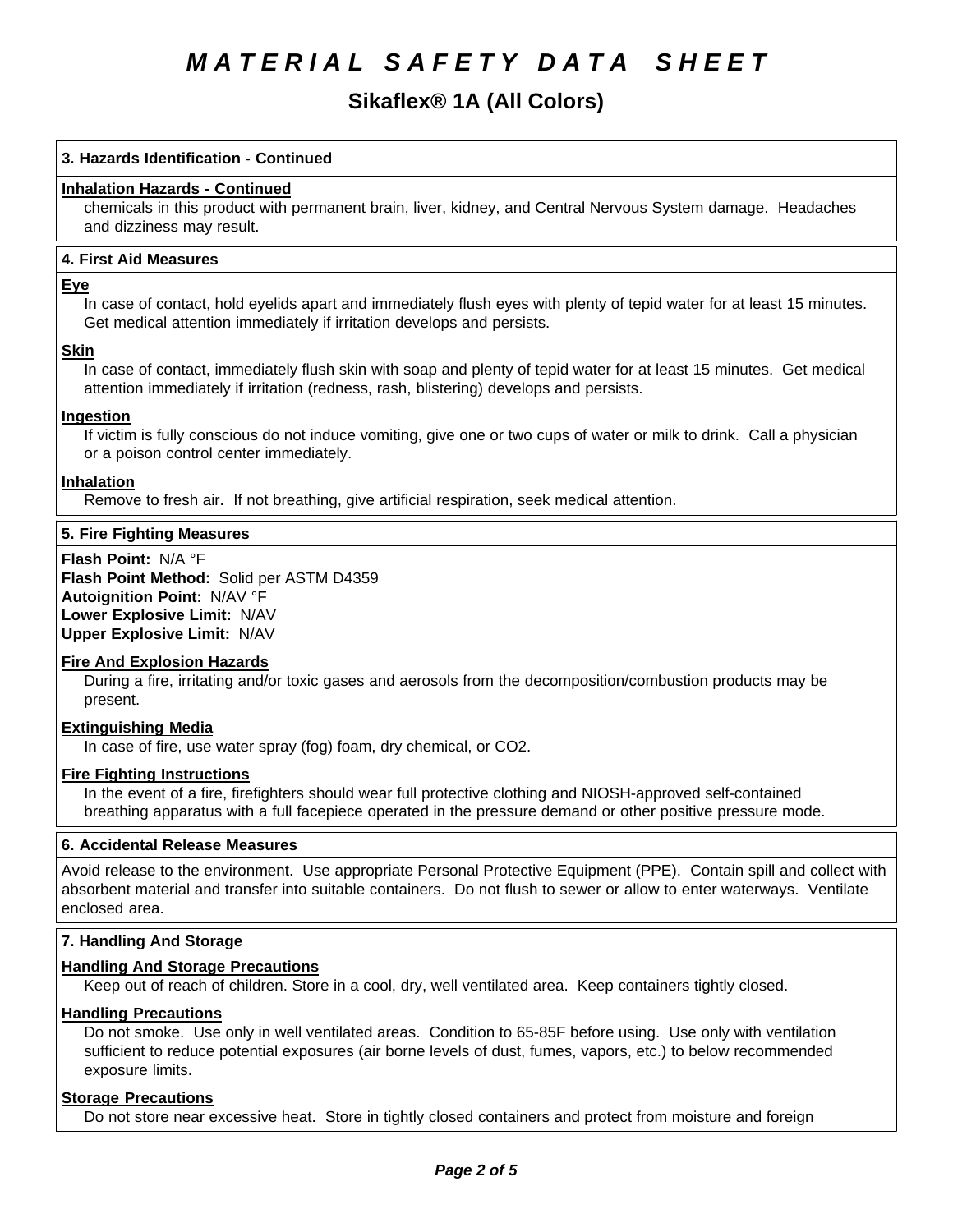# MATERIAL SAFETY DATA SHEET

## Sikaflex® 1A (All Colors)

### 3. Hazards Identification - Continued

**Inhalation Hazards - Continued**

chemicals in this product with permanent brain, liver, kidney, and Central Nervous System damage. Headaches and dizziness may result.

### 4. First Aid Measures

**Eye**

In case of contact, hold eyelids apart and immediately flush eyes with plenty of tepid water for at least 15 minutes. Get medical attention immediately if irritation develops and persists.

**Skin**

In case of contact, immediately flush skin with soap and plenty of tepid water for at least 15 minutes. Get medical attention immediately if irritation (redness, rash, blistering) develops and persists.

**Ingestion**

If victim is fully conscious do not induce vomiting, give one or two cups of water or milk to drink. Call a physician or a poison control center immediately.

**Inhalation**

Remove to fresh air. If not breathing, give artificial respiration, seek medical attention.

### 5. Fire Fighting Measures

**Flash Point:** N/A °F
**Flash Point Method:** Solid per ASTM D4359
**Autoignition Point:** N/AV °F
**Lower Explosive Limit:** N/AV
**Upper Explosive Limit:** N/AV

**Fire And Explosion Hazards**

During a fire, irritating and/or toxic gases and aerosols from the decomposition/combustion products may be present.

**Extinguishing Media**

In case of fire, use water spray (fog) foam, dry chemical, or CO2.

**Fire Fighting Instructions**

In the event of a fire, firefighters should wear full protective clothing and NIOSH-approved self-contained breathing apparatus with a full facepiece operated in the pressure demand or other positive pressure mode.

### 6. Accidental Release Measures

Avoid release to the environment. Use appropriate Personal Protective Equipment (PPE). Contain spill and collect with absorbent material and transfer into suitable containers. Do not flush to sewer or allow to enter waterways. Ventilate enclosed area.

### 7. Handling And Storage

**Handling And Storage Precautions**

Keep out of reach of children. Store in a cool, dry, well ventilated area. Keep containers tightly closed.

**Handling Precautions**

Do not smoke. Use only in well ventilated areas. Condition to 65-85F before using. Use only with ventilation sufficient to reduce potential exposures (air borne levels of dust, fumes, vapors, etc.) to below recommended exposure limits.

**Storage Precautions**

Do not store near excessive heat. Store in tightly closed containers and protect from moisture and foreign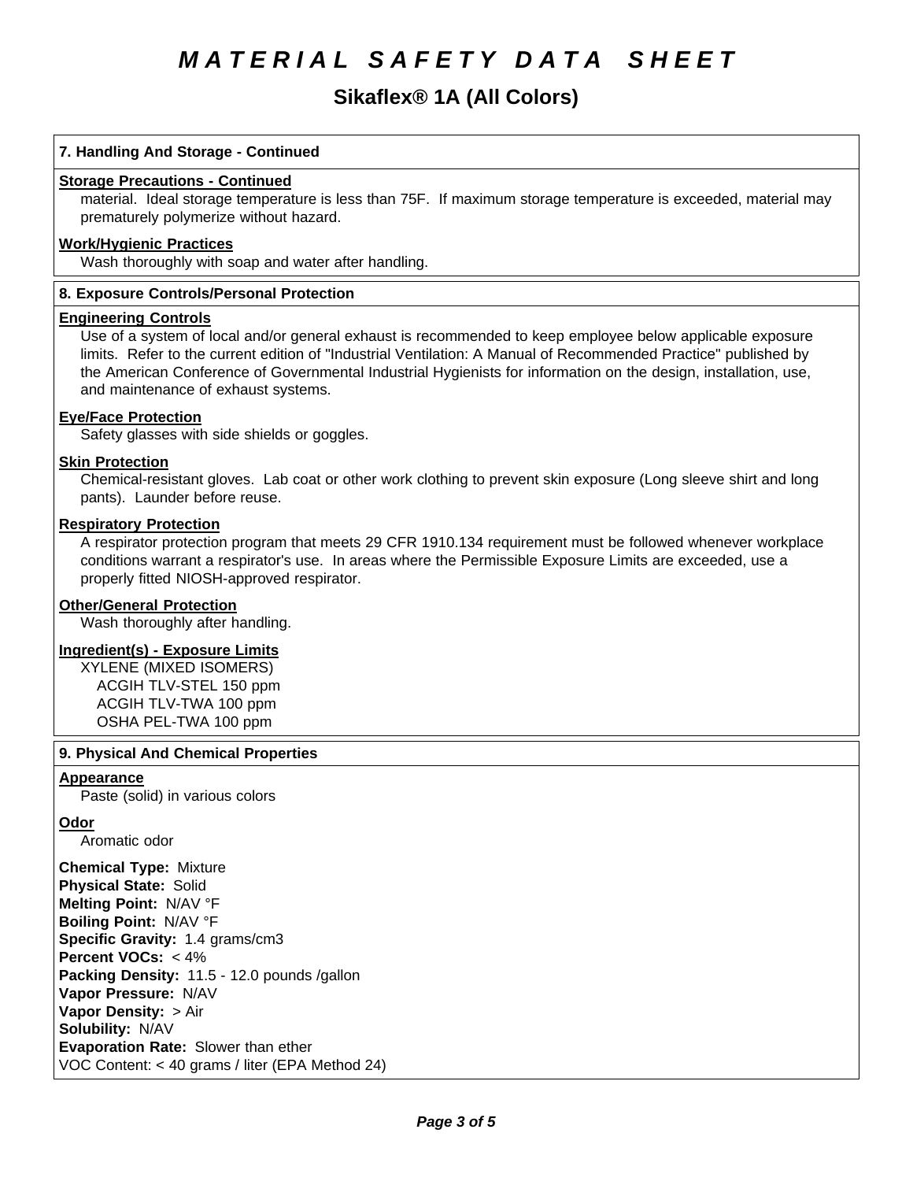# MATERIAL SAFETY DATA SHEET

## Sikaflex® 1A (All Colors)

### 7. Handling And Storage - Continued

**Storage Precautions - Continued**

material. Ideal storage temperature is less than 75F. If maximum storage temperature is exceeded, material may prematurely polymerize without hazard.

**Work/Hygienic Practices**

Wash thoroughly with soap and water after handling.

### 8. Exposure Controls/Personal Protection

**Engineering Controls**

Use of a system of local and/or general exhaust is recommended to keep employee below applicable exposure limits. Refer to the current edition of "Industrial Ventilation: A Manual of Recommended Practice" published by the American Conference of Governmental Industrial Hygienists for information on the design, installation, use, and maintenance of exhaust systems.

**Eye/Face Protection**

Safety glasses with side shields or goggles.

**Skin Protection**

Chemical-resistant gloves. Lab coat or other work clothing to prevent skin exposure (Long sleeve shirt and long pants). Launder before reuse.

**Respiratory Protection**

A respirator protection program that meets 29 CFR 1910.134 requirement must be followed whenever workplace conditions warrant a respirator's use. In areas where the Permissible Exposure Limits are exceeded, use a properly fitted NIOSH-approved respirator.

**Other/General Protection**

Wash thoroughly after handling.

**Ingredient(s) - Exposure Limits**

XYLENE (MIXED ISOMERS)
- ACGIH TLV-STEL 150 ppm
- ACGIH TLV-TWA 100 ppm
- OSHA PEL-TWA 100 ppm

### 9. Physical And Chemical Properties

**Appearance**

Paste (solid) in various colors

**Odor**

Aromatic odor

**Chemical Type:** Mixture
**Physical State:** Solid
**Melting Point:** N/AV °F
**Boiling Point:** N/AV °F
**Specific Gravity:** 1.4 grams/cm3
**Percent VOCs:** < 4%
**Packing Density:** 11.5 - 12.0 pounds /gallon
**Vapor Pressure:** N/AV
**Vapor Density:** > Air
**Solubility:** N/AV
**Evaporation Rate:** Slower than ether
VOC Content: < 40 grams / liter (EPA Method 24)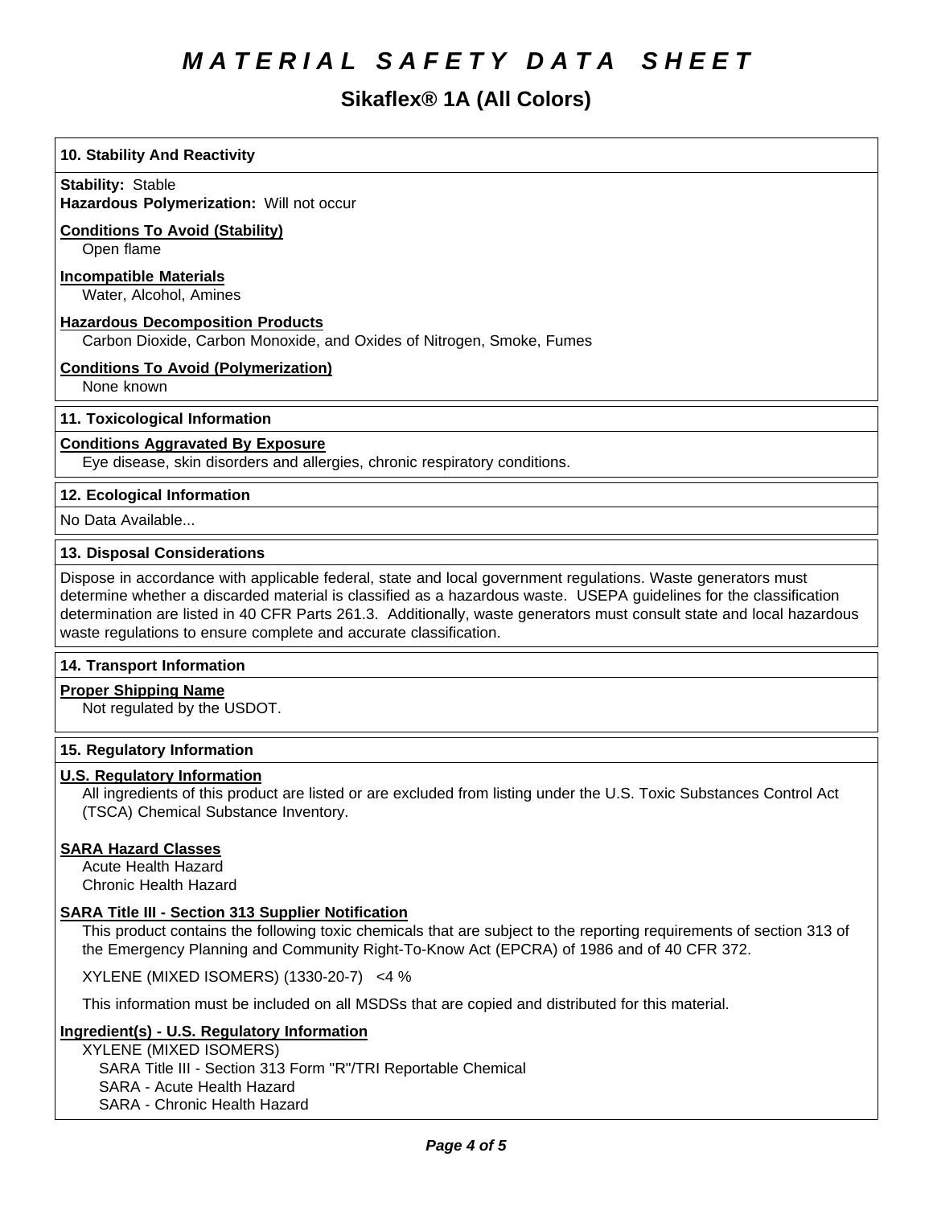# MATERIAL SAFETY DATA SHEET

## Sikaflex® 1A (All Colors)

### 10. Stability And Reactivity

**Stability:** Stable
**Hazardous Polymerization:** Will not occur

**Conditions To Avoid (Stability)**
Open flame

**Incompatible Materials**
Water, Alcohol, Amines

**Hazardous Decomposition Products**
Carbon Dioxide, Carbon Monoxide, and Oxides of Nitrogen, Smoke, Fumes

**Conditions To Avoid (Polymerization)**
None known

### 11. Toxicological Information

**Conditions Aggravated By Exposure**
Eye disease, skin disorders and allergies, chronic respiratory conditions.

### 12. Ecological Information

No Data Available...

### 13. Disposal Considerations

Dispose in accordance with applicable federal, state and local government regulations. Waste generators must determine whether a discarded material is classified as a hazardous waste. USEPA guidelines for the classification determination are listed in 40 CFR Parts 261.3. Additionally, waste generators must consult state and local hazardous waste regulations to ensure complete and accurate classification.

### 14. Transport Information

**Proper Shipping Name**
Not regulated by the USDOT.

### 15. Regulatory Information

**U.S. Regulatory Information**
All ingredients of this product are listed or are excluded from listing under the U.S. Toxic Substances Control Act (TSCA) Chemical Substance Inventory.

**SARA Hazard Classes**
Acute Health Hazard
Chronic Health Hazard

**SARA Title III - Section 313 Supplier Notification**
This product contains the following toxic chemicals that are subject to the reporting requirements of section 313 of the Emergency Planning and Community Right-To-Know Act (EPCRA) of 1986 and of 40 CFR 372.

XYLENE (MIXED ISOMERS) (1330-20-7) <4 %

This information must be included on all MSDSs that are copied and distributed for this material.

**Ingredient(s) - U.S. Regulatory Information**
XYLENE (MIXED ISOMERS)
SARA Title III - Section 313 Form "R"/TRI Reportable Chemical
SARA - Acute Health Hazard
SARA - Chronic Health Hazard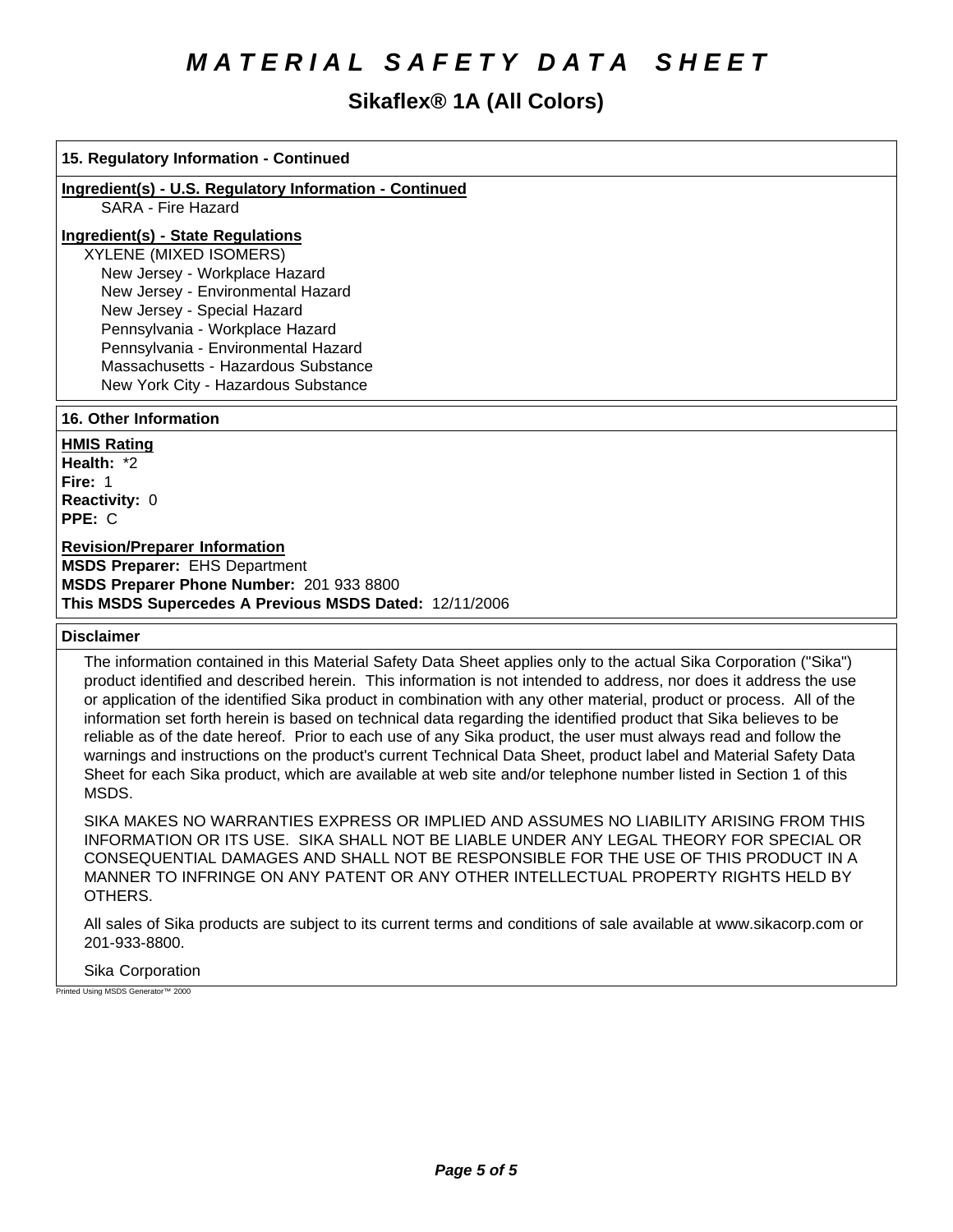# MATERIAL SAFETY DATA SHEET

## Sikaflex® 1A (All Colors)

### 15. Regulatory Information - Continued

**Ingredient(s) - U.S. Regulatory Information - Continued**

SARA - Fire Hazard

**Ingredient(s) - State Regulations**

XYLENE (MIXED ISOMERS)
- New Jersey - Workplace Hazard
- New Jersey - Environmental Hazard
- New Jersey - Special Hazard
- Pennsylvania - Workplace Hazard
- Pennsylvania - Environmental Hazard
- Massachusetts - Hazardous Substance
- New York City - Hazardous Substance

### 16. Other Information

**HMIS Rating**

**Health:** *2
**Fire:** 1
**Reactivity:** 0
**PPE:** C

**Revision/Preparer Information**

**MSDS Preparer:** EHS Department
**MSDS Preparer Phone Number:** 201 933 8800
**This MSDS Supercedes A Previous MSDS Dated:** 12/11/2006

### Disclaimer

The information contained in this Material Safety Data Sheet applies only to the actual Sika Corporation ("Sika") product identified and described herein. This information is not intended to address, nor does it address the use or application of the identified Sika product in combination with any other material, product or process. All of the information set forth herein is based on technical data regarding the identified product that Sika believes to be reliable as of the date hereof. Prior to each use of any Sika product, the user must always read and follow the warnings and instructions on the product's current Technical Data Sheet, product label and Material Safety Data Sheet for each Sika product, which are available at web site and/or telephone number listed in Section 1 of this MSDS.

SIKA MAKES NO WARRANTIES EXPRESS OR IMPLIED AND ASSUMES NO LIABILITY ARISING FROM THIS INFORMATION OR ITS USE. SIKA SHALL NOT BE LIABLE UNDER ANY LEGAL THEORY FOR SPECIAL OR CONSEQUENTIAL DAMAGES AND SHALL NOT BE RESPONSIBLE FOR THE USE OF THIS PRODUCT IN A MANNER TO INFRINGE ON ANY PATENT OR ANY OTHER INTELLECTUAL PROPERTY RIGHTS HELD BY OTHERS.

All sales of Sika products are subject to its current terms and conditions of sale available at www.sikacorp.com or 201-933-8800.

Sika Corporation

Printed Using MSDS Generator™ 2000